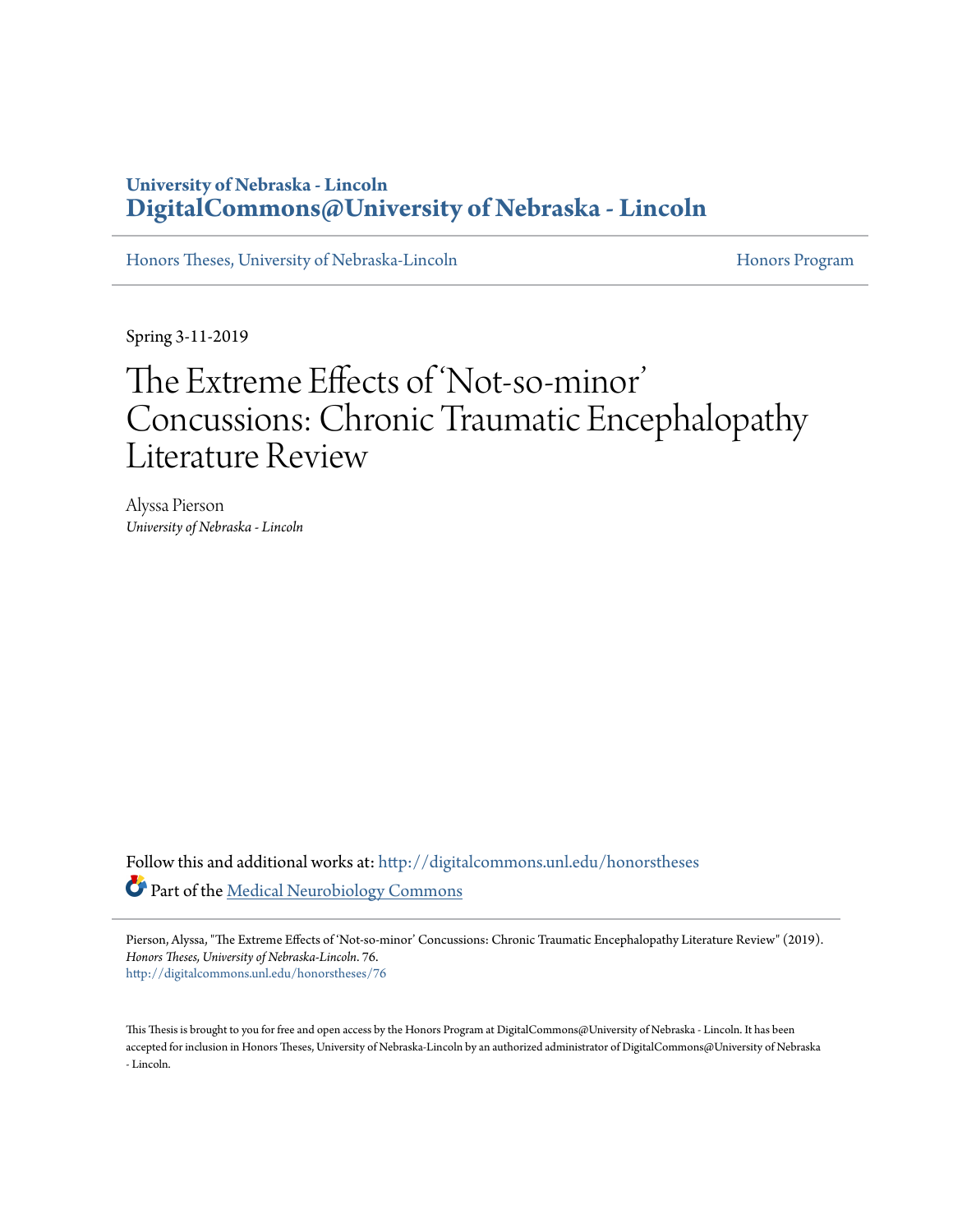University of Nebraska - Lincoln
**DigitalCommons@University of Nebraska - Lincoln**

Honors Theses, University of Nebraska-Lincoln | Honors Program

Spring 3-11-2019

# The Extreme Effects of 'Not-so-minor' Concussions: Chronic Traumatic Encephalopathy Literature Review

Alyssa Pierson
*University of Nebraska - Lincoln*

Follow this and additional works at: http://digitalcommons.unl.edu/honorstheses

Part of the Medical Neurobiology Commons

Pierson, Alyssa, "The Extreme Effects of 'Not-so-minor' Concussions: Chronic Traumatic Encephalopathy Literature Review" (2019). *Honors Theses, University of Nebraska-Lincoln*. 76.
http://digitalcommons.unl.edu/honorstheses/76

This Thesis is brought to you for free and open access by the Honors Program at DigitalCommons@University of Nebraska - Lincoln. It has been accepted for inclusion in Honors Theses, University of Nebraska-Lincoln by an authorized administrator of DigitalCommons@University of Nebraska - Lincoln.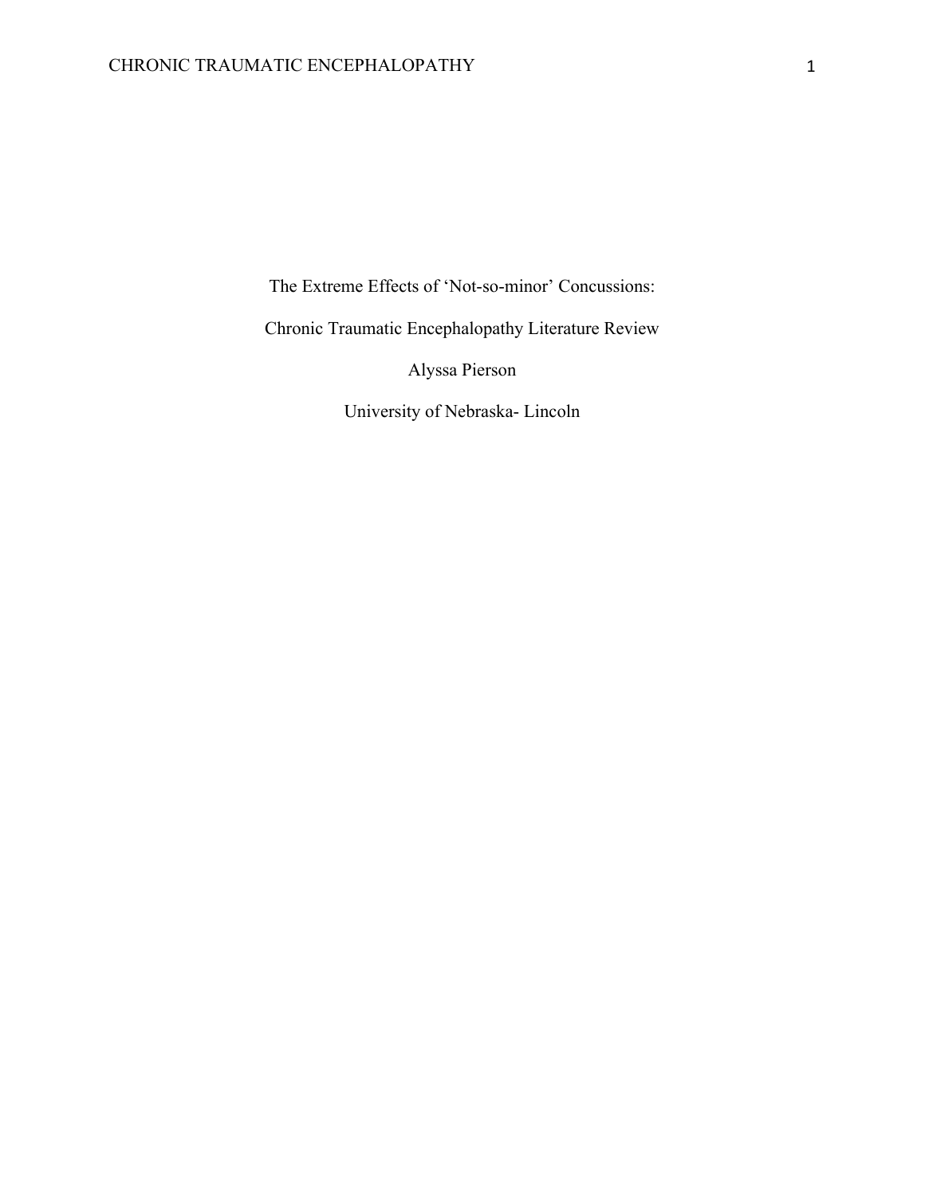The Extreme Effects of 'Not-so-minor' Concussions:

Chronic Traumatic Encephalopathy Literature Review

Alyssa Pierson

University of Nebraska- Lincoln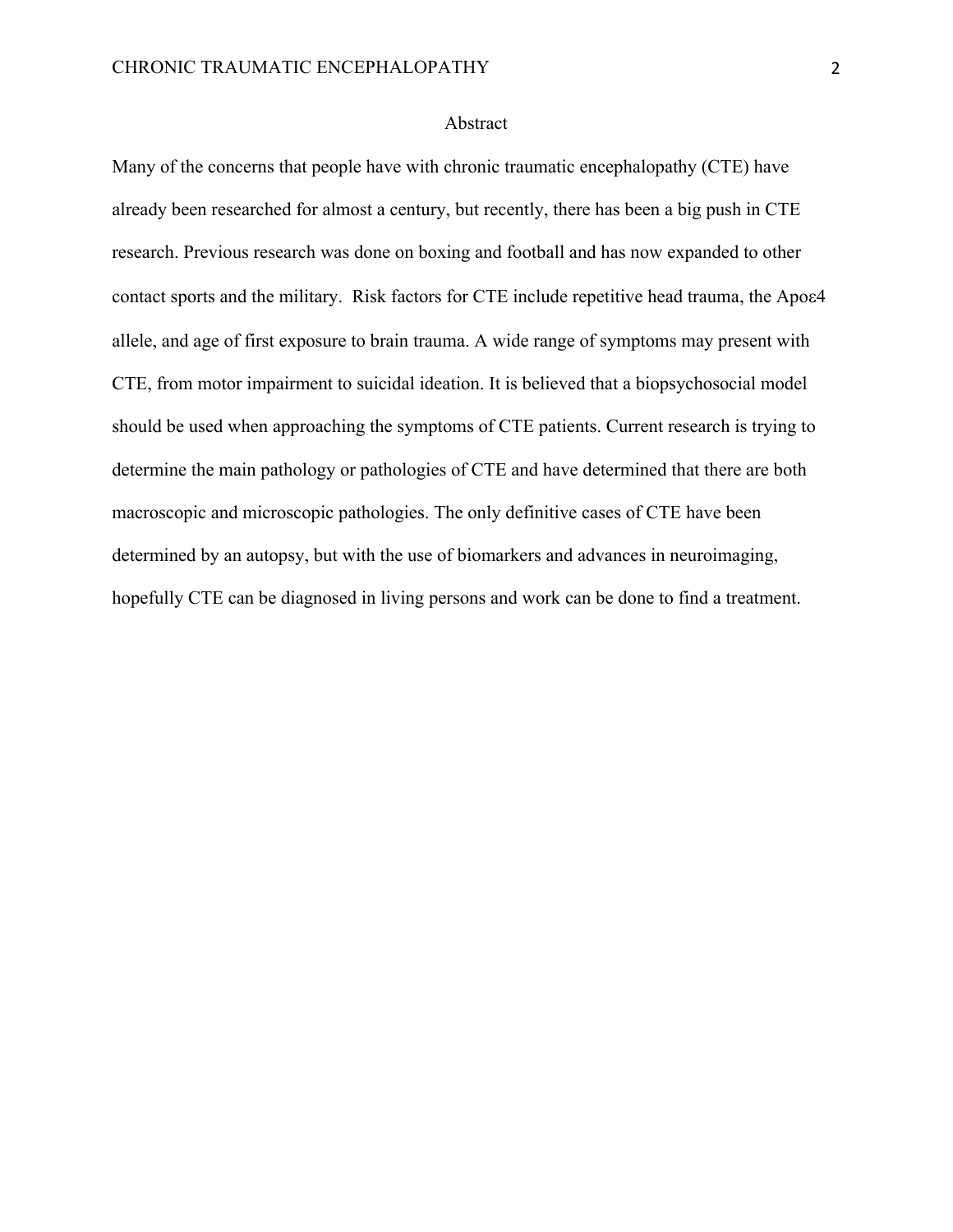# Abstract

Many of the concerns that people have with chronic traumatic encephalopathy (CTE) have already been researched for almost a century, but recently, there has been a big push in CTE research. Previous research was done on boxing and football and has now expanded to other contact sports and the military. Risk factors for CTE include repetitive head trauma, the Apoε4 allele, and age of first exposure to brain trauma. A wide range of symptoms may present with CTE, from motor impairment to suicidal ideation. It is believed that a biopsychosocial model should be used when approaching the symptoms of CTE patients. Current research is trying to determine the main pathology or pathologies of CTE and have determined that there are both macroscopic and microscopic pathologies. The only definitive cases of CTE have been determined by an autopsy, but with the use of biomarkers and advances in neuroimaging, hopefully CTE can be diagnosed in living persons and work can be done to find a treatment.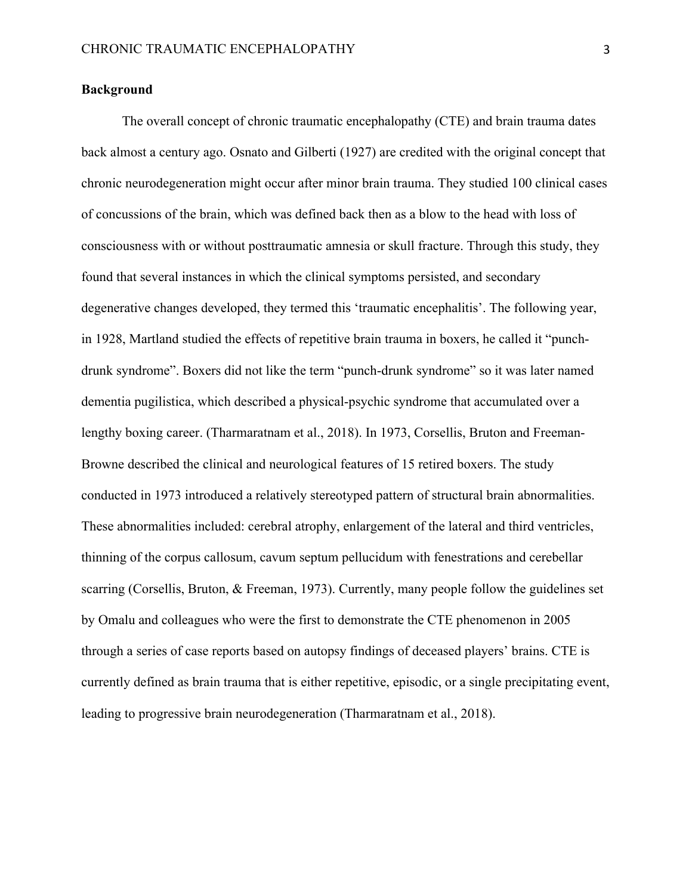**Background**

The overall concept of chronic traumatic encephalopathy (CTE) and brain trauma dates back almost a century ago. Osnato and Gilberti (1927) are credited with the original concept that chronic neurodegeneration might occur after minor brain trauma. They studied 100 clinical cases of concussions of the brain, which was defined back then as a blow to the head with loss of consciousness with or without posttraumatic amnesia or skull fracture. Through this study, they found that several instances in which the clinical symptoms persisted, and secondary degenerative changes developed, they termed this 'traumatic encephalitis'. The following year, in 1928, Martland studied the effects of repetitive brain trauma in boxers, he called it "punch-drunk syndrome". Boxers did not like the term "punch-drunk syndrome" so it was later named dementia pugilistica, which described a physical-psychic syndrome that accumulated over a lengthy boxing career. (Tharmaratnam et al., 2018). In 1973, Corsellis, Bruton and Freeman-Browne described the clinical and neurological features of 15 retired boxers. The study conducted in 1973 introduced a relatively stereotyped pattern of structural brain abnormalities. These abnormalities included: cerebral atrophy, enlargement of the lateral and third ventricles, thinning of the corpus callosum, cavum septum pellucidum with fenestrations and cerebellar scarring (Corsellis, Bruton, & Freeman, 1973). Currently, many people follow the guidelines set by Omalu and colleagues who were the first to demonstrate the CTE phenomenon in 2005 through a series of case reports based on autopsy findings of deceased players' brains. CTE is currently defined as brain trauma that is either repetitive, episodic, or a single precipitating event, leading to progressive brain neurodegeneration (Tharmaratnam et al., 2018).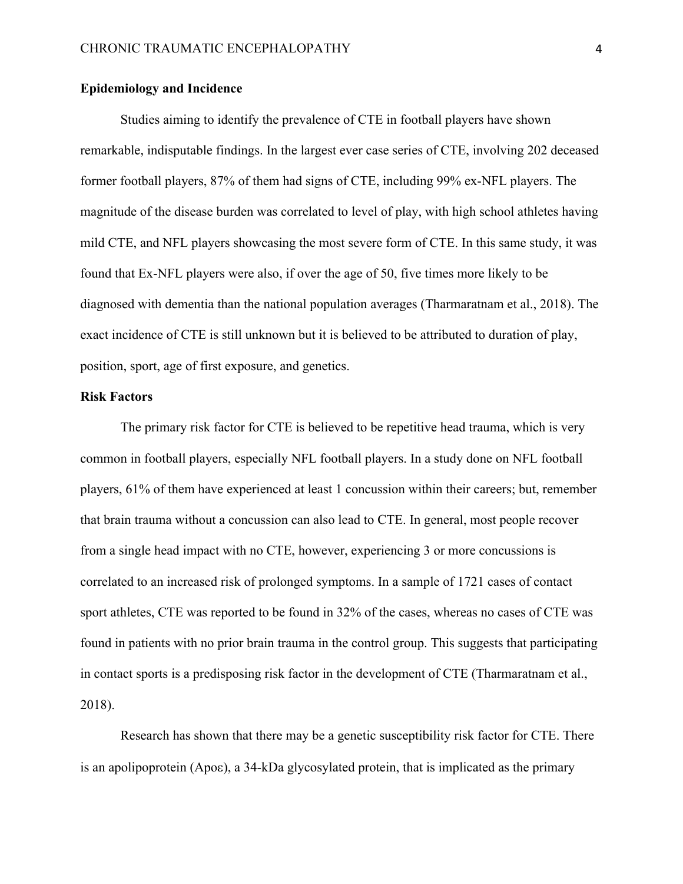**Epidemiology and Incidence**

Studies aiming to identify the prevalence of CTE in football players have shown remarkable, indisputable findings. In the largest ever case series of CTE, involving 202 deceased former football players, 87% of them had signs of CTE, including 99% ex-NFL players. The magnitude of the disease burden was correlated to level of play, with high school athletes having mild CTE, and NFL players showcasing the most severe form of CTE. In this same study, it was found that Ex-NFL players were also, if over the age of 50, five times more likely to be diagnosed with dementia than the national population averages (Tharmaratnam et al., 2018). The exact incidence of CTE is still unknown but it is believed to be attributed to duration of play, position, sport, age of first exposure, and genetics.

**Risk Factors**

The primary risk factor for CTE is believed to be repetitive head trauma, which is very common in football players, especially NFL football players. In a study done on NFL football players, 61% of them have experienced at least 1 concussion within their careers; but, remember that brain trauma without a concussion can also lead to CTE. In general, most people recover from a single head impact with no CTE, however, experiencing 3 or more concussions is correlated to an increased risk of prolonged symptoms. In a sample of 1721 cases of contact sport athletes, CTE was reported to be found in 32% of the cases, whereas no cases of CTE was found in patients with no prior brain trauma in the control group. This suggests that participating in contact sports is a predisposing risk factor in the development of CTE (Tharmaratnam et al., 2018).

Research has shown that there may be a genetic susceptibility risk factor for CTE. There is an apolipoprotein (Apoε), a 34-kDa glycosylated protein, that is implicated as the primary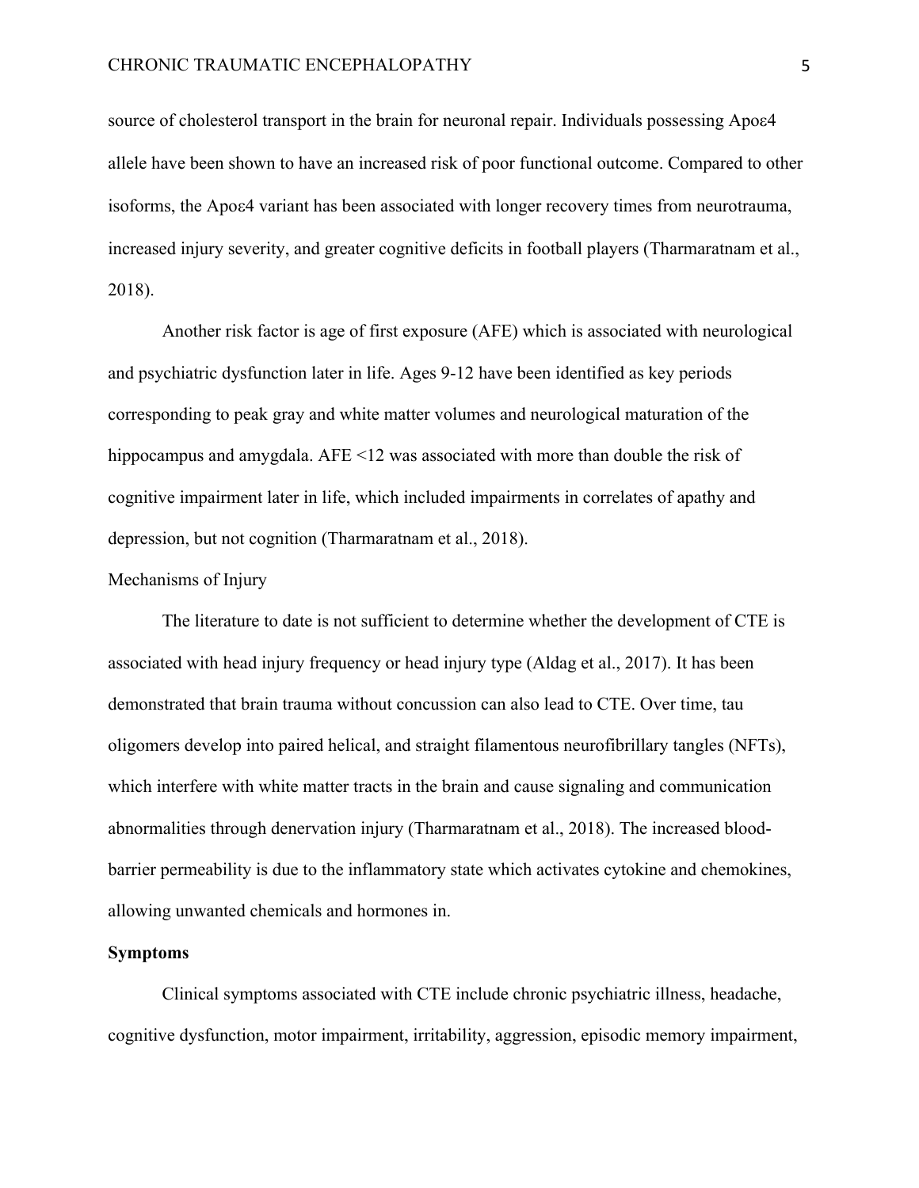source of cholesterol transport in the brain for neuronal repair. Individuals possessing Apoε4 allele have been shown to have an increased risk of poor functional outcome. Compared to other isoforms, the Apoε4 variant has been associated with longer recovery times from neurotrauma, increased injury severity, and greater cognitive deficits in football players (Tharmaratnam et al., 2018).

Another risk factor is age of first exposure (AFE) which is associated with neurological and psychiatric dysfunction later in life. Ages 9-12 have been identified as key periods corresponding to peak gray and white matter volumes and neurological maturation of the hippocampus and amygdala. AFE <12 was associated with more than double the risk of cognitive impairment later in life, which included impairments in correlates of apathy and depression, but not cognition (Tharmaratnam et al., 2018).

### Mechanisms of Injury

The literature to date is not sufficient to determine whether the development of CTE is associated with head injury frequency or head injury type (Aldag et al., 2017). It has been demonstrated that brain trauma without concussion can also lead to CTE. Over time, tau oligomers develop into paired helical, and straight filamentous neurofibrillary tangles (NFTs), which interfere with white matter tracts in the brain and cause signaling and communication abnormalities through denervation injury (Tharmaratnam et al., 2018). The increased blood-barrier permeability is due to the inflammatory state which activates cytokine and chemokines, allowing unwanted chemicals and hormones in.

## Symptoms

Clinical symptoms associated with CTE include chronic psychiatric illness, headache, cognitive dysfunction, motor impairment, irritability, aggression, episodic memory impairment,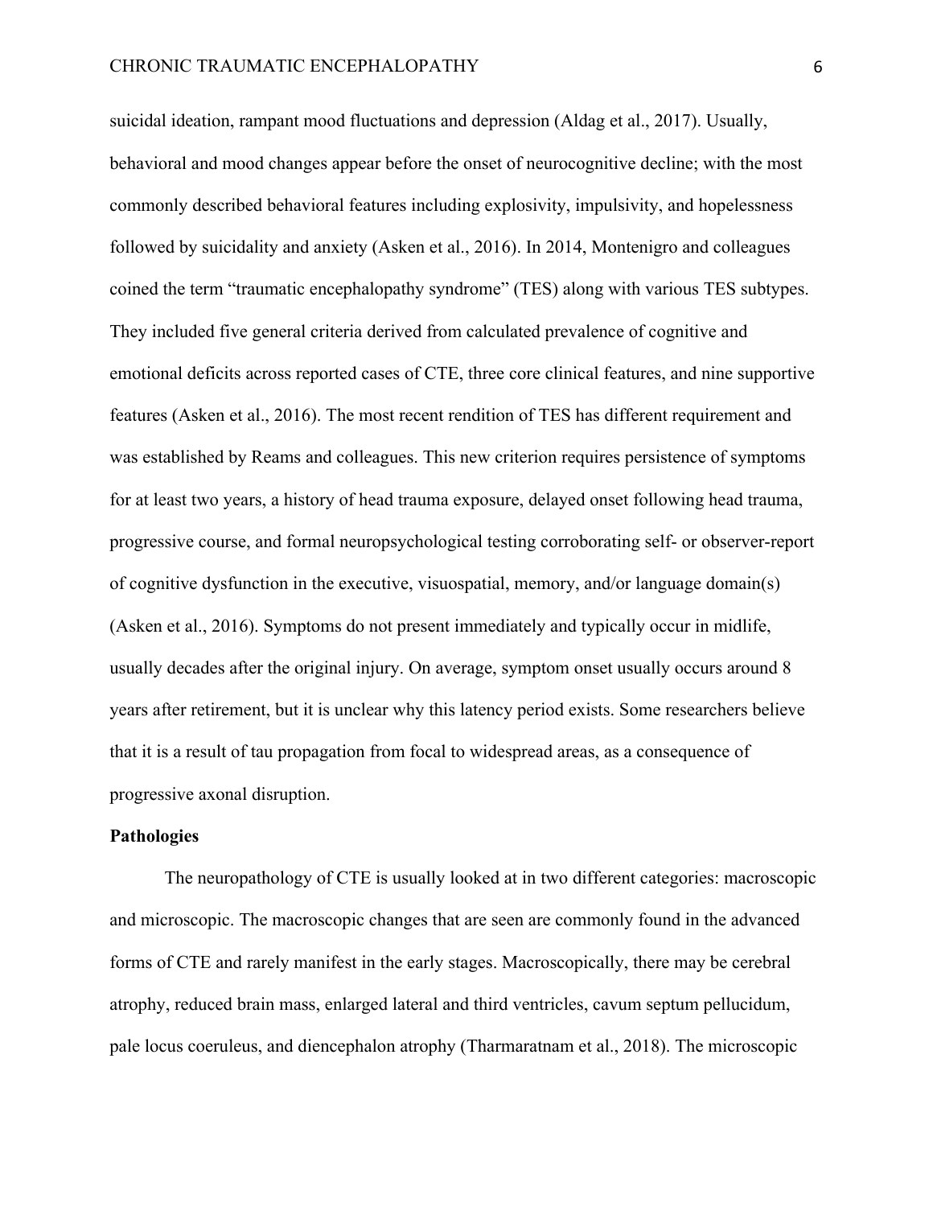suicidal ideation, rampant mood fluctuations and depression (Aldag et al., 2017). Usually, behavioral and mood changes appear before the onset of neurocognitive decline; with the most commonly described behavioral features including explosivity, impulsivity, and hopelessness followed by suicidality and anxiety (Asken et al., 2016). In 2014, Montenigro and colleagues coined the term "traumatic encephalopathy syndrome" (TES) along with various TES subtypes. They included five general criteria derived from calculated prevalence of cognitive and emotional deficits across reported cases of CTE, three core clinical features, and nine supportive features (Asken et al., 2016). The most recent rendition of TES has different requirement and was established by Reams and colleagues. This new criterion requires persistence of symptoms for at least two years, a history of head trauma exposure, delayed onset following head trauma, progressive course, and formal neuropsychological testing corroborating self- or observer-report of cognitive dysfunction in the executive, visuospatial, memory, and/or language domain(s) (Asken et al., 2016). Symptoms do not present immediately and typically occur in midlife, usually decades after the original injury. On average, symptom onset usually occurs around 8 years after retirement, but it is unclear why this latency period exists. Some researchers believe that it is a result of tau propagation from focal to widespread areas, as a consequence of progressive axonal disruption.

**Pathologies**

The neuropathology of CTE is usually looked at in two different categories: macroscopic and microscopic. The macroscopic changes that are seen are commonly found in the advanced forms of CTE and rarely manifest in the early stages. Macroscopically, there may be cerebral atrophy, reduced brain mass, enlarged lateral and third ventricles, cavum septum pellucidum, pale locus coeruleus, and diencephalon atrophy (Tharmaratnam et al., 2018). The microscopic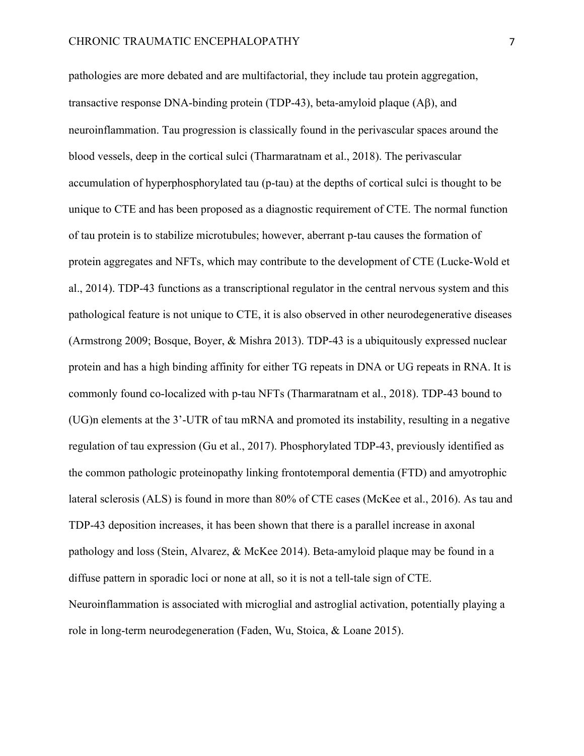pathologies are more debated and are multifactorial, they include tau protein aggregation, transactive response DNA-binding protein (TDP-43), beta-amyloid plaque (Aβ), and neuroinflammation. Tau progression is classically found in the perivascular spaces around the blood vessels, deep in the cortical sulci (Tharmaratnam et al., 2018). The perivascular accumulation of hyperphosphorylated tau (p-tau) at the depths of cortical sulci is thought to be unique to CTE and has been proposed as a diagnostic requirement of CTE. The normal function of tau protein is to stabilize microtubules; however, aberrant p-tau causes the formation of protein aggregates and NFTs, which may contribute to the development of CTE (Lucke-Wold et al., 2014). TDP-43 functions as a transcriptional regulator in the central nervous system and this pathological feature is not unique to CTE, it is also observed in other neurodegenerative diseases (Armstrong 2009; Bosque, Boyer, & Mishra 2013). TDP-43 is a ubiquitously expressed nuclear protein and has a high binding affinity for either TG repeats in DNA or UG repeats in RNA. It is commonly found co-localized with p-tau NFTs (Tharmaratnam et al., 2018). TDP-43 bound to (UG)n elements at the 3'-UTR of tau mRNA and promoted its instability, resulting in a negative regulation of tau expression (Gu et al., 2017). Phosphorylated TDP-43, previously identified as the common pathologic proteinopathy linking frontotemporal dementia (FTD) and amyotrophic lateral sclerosis (ALS) is found in more than 80% of CTE cases (McKee et al., 2016). As tau and TDP-43 deposition increases, it has been shown that there is a parallel increase in axonal pathology and loss (Stein, Alvarez, & McKee 2014). Beta-amyloid plaque may be found in a diffuse pattern in sporadic loci or none at all, so it is not a tell-tale sign of CTE. Neuroinflammation is associated with microglial and astroglial activation, potentially playing a role in long-term neurodegeneration (Faden, Wu, Stoica, & Loane 2015).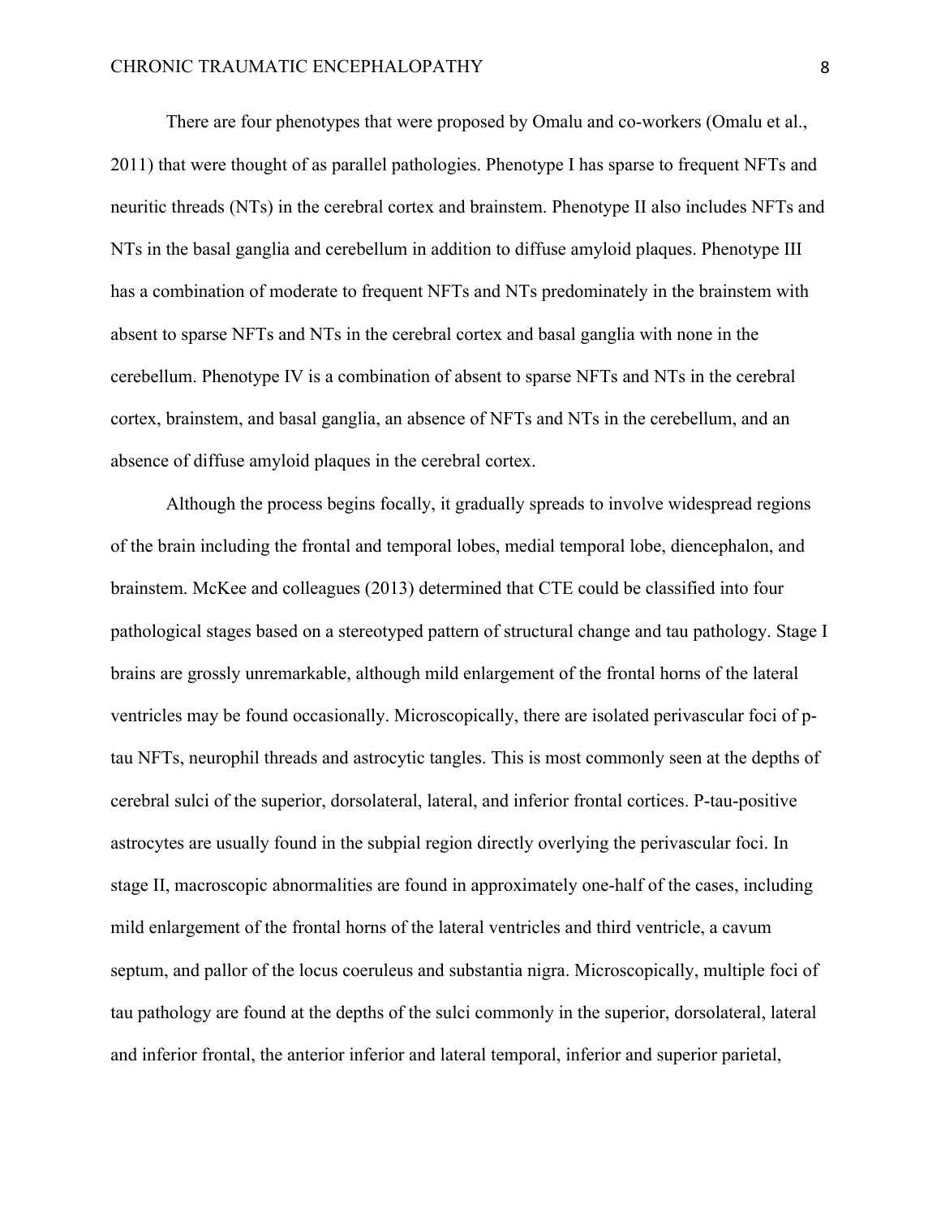There are four phenotypes that were proposed by Omalu and co-workers (Omalu et al., 2011) that were thought of as parallel pathologies. Phenotype I has sparse to frequent NFTs and neuritic threads (NTs) in the cerebral cortex and brainstem. Phenotype II also includes NFTs and NTs in the basal ganglia and cerebellum in addition to diffuse amyloid plaques. Phenotype III has a combination of moderate to frequent NFTs and NTs predominately in the brainstem with absent to sparse NFTs and NTs in the cerebral cortex and basal ganglia with none in the cerebellum. Phenotype IV is a combination of absent to sparse NFTs and NTs in the cerebral cortex, brainstem, and basal ganglia, an absence of NFTs and NTs in the cerebellum, and an absence of diffuse amyloid plaques in the cerebral cortex.

Although the process begins focally, it gradually spreads to involve widespread regions of the brain including the frontal and temporal lobes, medial temporal lobe, diencephalon, and brainstem. McKee and colleagues (2013) determined that CTE could be classified into four pathological stages based on a stereotyped pattern of structural change and tau pathology. Stage I brains are grossly unremarkable, although mild enlargement of the frontal horns of the lateral ventricles may be found occasionally. Microscopically, there are isolated perivascular foci of p-tau NFTs, neurophil threads and astrocytic tangles. This is most commonly seen at the depths of cerebral sulci of the superior, dorsolateral, lateral, and inferior frontal cortices. P-tau-positive astrocytes are usually found in the subpial region directly overlying the perivascular foci. In stage II, macroscopic abnormalities are found in approximately one-half of the cases, including mild enlargement of the frontal horns of the lateral ventricles and third ventricle, a cavum septum, and pallor of the locus coeruleus and substantia nigra. Microscopically, multiple foci of tau pathology are found at the depths of the sulci commonly in the superior, dorsolateral, lateral and inferior frontal, the anterior inferior and lateral temporal, inferior and superior parietal,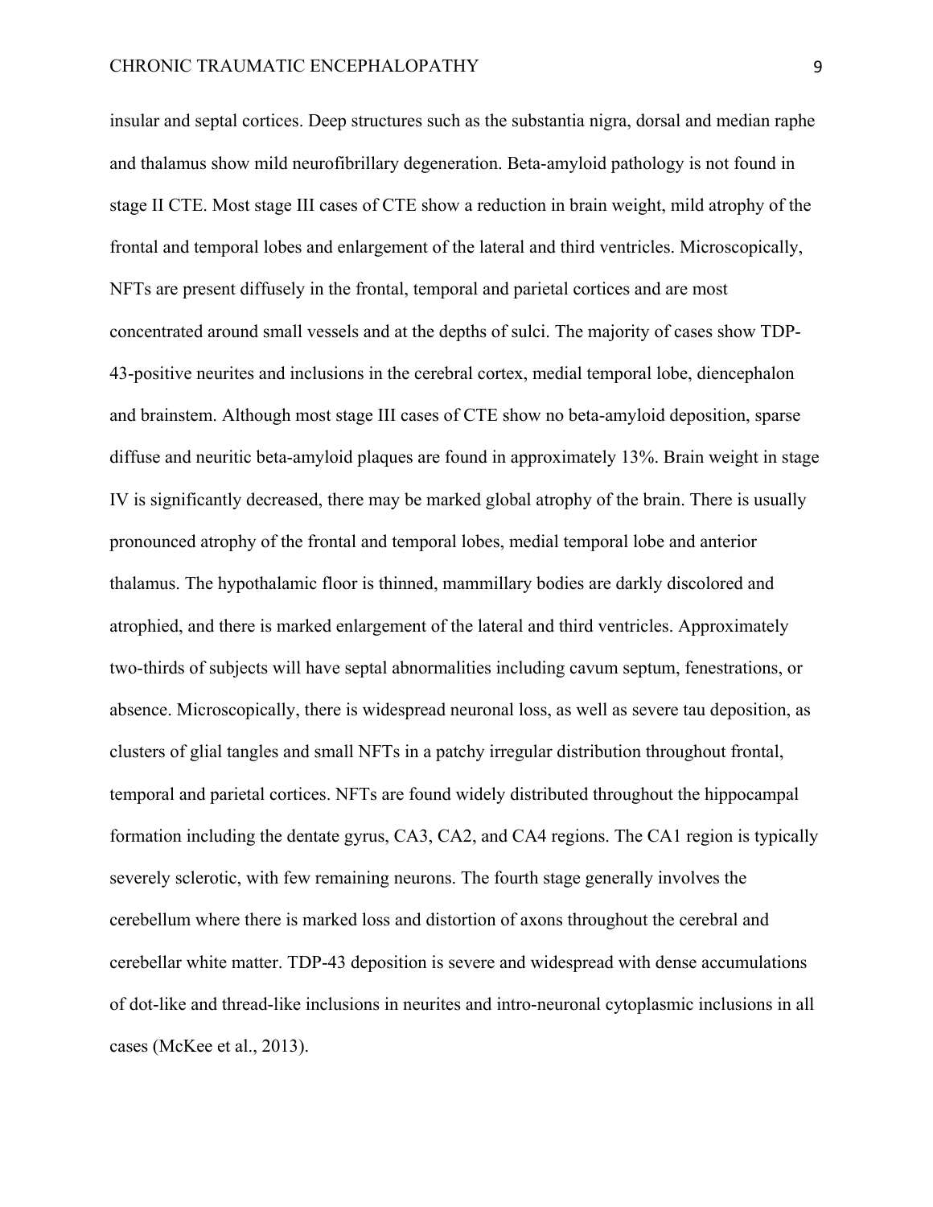insular and septal cortices. Deep structures such as the substantia nigra, dorsal and median raphe and thalamus show mild neurofibrillary degeneration. Beta-amyloid pathology is not found in stage II CTE. Most stage III cases of CTE show a reduction in brain weight, mild atrophy of the frontal and temporal lobes and enlargement of the lateral and third ventricles. Microscopically, NFTs are present diffusely in the frontal, temporal and parietal cortices and are most concentrated around small vessels and at the depths of sulci. The majority of cases show TDP-43-positive neurites and inclusions in the cerebral cortex, medial temporal lobe, diencephalon and brainstem. Although most stage III cases of CTE show no beta-amyloid deposition, sparse diffuse and neuritic beta-amyloid plaques are found in approximately 13%. Brain weight in stage IV is significantly decreased, there may be marked global atrophy of the brain. There is usually pronounced atrophy of the frontal and temporal lobes, medial temporal lobe and anterior thalamus. The hypothalamic floor is thinned, mammillary bodies are darkly discolored and atrophied, and there is marked enlargement of the lateral and third ventricles. Approximately two-thirds of subjects will have septal abnormalities including cavum septum, fenestrations, or absence. Microscopically, there is widespread neuronal loss, as well as severe tau deposition, as clusters of glial tangles and small NFTs in a patchy irregular distribution throughout frontal, temporal and parietal cortices. NFTs are found widely distributed throughout the hippocampal formation including the dentate gyrus, CA3, CA2, and CA4 regions. The CA1 region is typically severely sclerotic, with few remaining neurons. The fourth stage generally involves the cerebellum where there is marked loss and distortion of axons throughout the cerebral and cerebellar white matter. TDP-43 deposition is severe and widespread with dense accumulations of dot-like and thread-like inclusions in neurites and intro-neuronal cytoplasmic inclusions in all cases (McKee et al., 2013).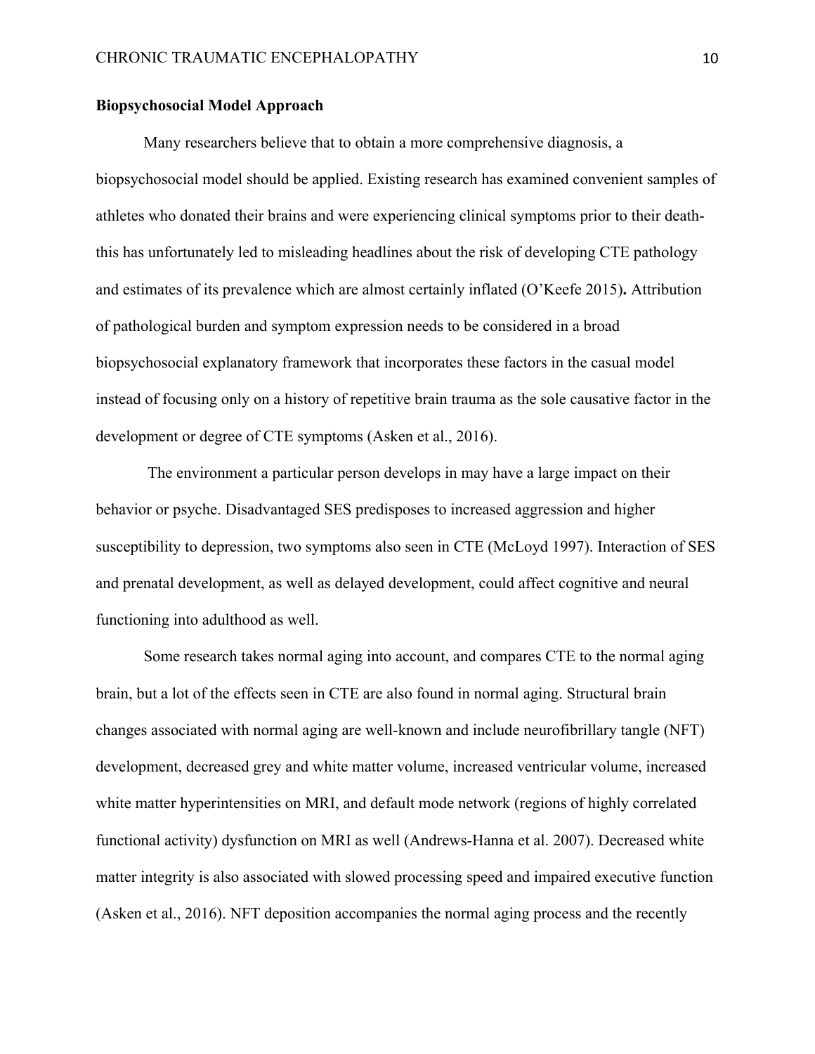**Biopsychosocial Model Approach**

Many researchers believe that to obtain a more comprehensive diagnosis, a biopsychosocial model should be applied. Existing research has examined convenient samples of athletes who donated their brains and were experiencing clinical symptoms prior to their death- this has unfortunately led to misleading headlines about the risk of developing CTE pathology and estimates of its prevalence which are almost certainly inflated (O'Keefe 2015)**.** Attribution of pathological burden and symptom expression needs to be considered in a broad biopsychosocial explanatory framework that incorporates these factors in the casual model instead of focusing only on a history of repetitive brain trauma as the sole causative factor in the development or degree of CTE symptoms (Asken et al., 2016).

The environment a particular person develops in may have a large impact on their behavior or psyche. Disadvantaged SES predisposes to increased aggression and higher susceptibility to depression, two symptoms also seen in CTE (McLoyd 1997). Interaction of SES and prenatal development, as well as delayed development, could affect cognitive and neural functioning into adulthood as well.

Some research takes normal aging into account, and compares CTE to the normal aging brain, but a lot of the effects seen in CTE are also found in normal aging. Structural brain changes associated with normal aging are well-known and include neurofibrillary tangle (NFT) development, decreased grey and white matter volume, increased ventricular volume, increased white matter hyperintensities on MRI, and default mode network (regions of highly correlated functional activity) dysfunction on MRI as well (Andrews-Hanna et al. 2007). Decreased white matter integrity is also associated with slowed processing speed and impaired executive function (Asken et al., 2016). NFT deposition accompanies the normal aging process and the recently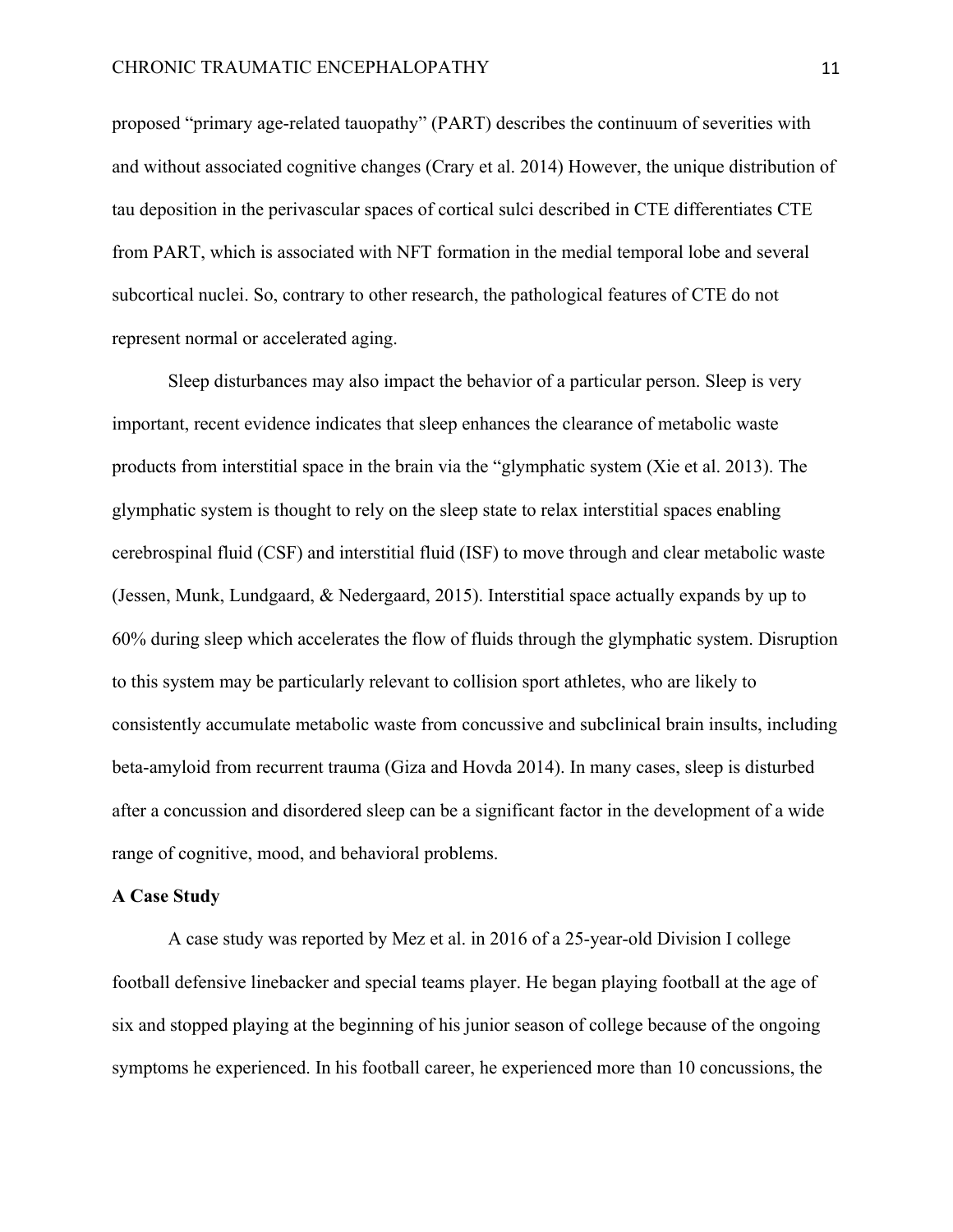proposed “primary age-related tauopathy” (PART) describes the continuum of severities with and without associated cognitive changes (Crary et al. 2014) However, the unique distribution of tau deposition in the perivascular spaces of cortical sulci described in CTE differentiates CTE from PART, which is associated with NFT formation in the medial temporal lobe and several subcortical nuclei. So, contrary to other research, the pathological features of CTE do not represent normal or accelerated aging.

Sleep disturbances may also impact the behavior of a particular person. Sleep is very important, recent evidence indicates that sleep enhances the clearance of metabolic waste products from interstitial space in the brain via the “glymphatic system (Xie et al. 2013). The glymphatic system is thought to rely on the sleep state to relax interstitial spaces enabling cerebrospinal fluid (CSF) and interstitial fluid (ISF) to move through and clear metabolic waste (Jessen, Munk, Lundgaard, & Nedergaard, 2015). Interstitial space actually expands by up to 60% during sleep which accelerates the flow of fluids through the glymphatic system. Disruption to this system may be particularly relevant to collision sport athletes, who are likely to consistently accumulate metabolic waste from concussive and subclinical brain insults, including beta-amyloid from recurrent trauma (Giza and Hovda 2014). In many cases, sleep is disturbed after a concussion and disordered sleep can be a significant factor in the development of a wide range of cognitive, mood, and behavioral problems.

**A Case Study**

A case study was reported by Mez et al. in 2016 of a 25-year-old Division I college football defensive linebacker and special teams player. He began playing football at the age of six and stopped playing at the beginning of his junior season of college because of the ongoing symptoms he experienced. In his football career, he experienced more than 10 concussions, the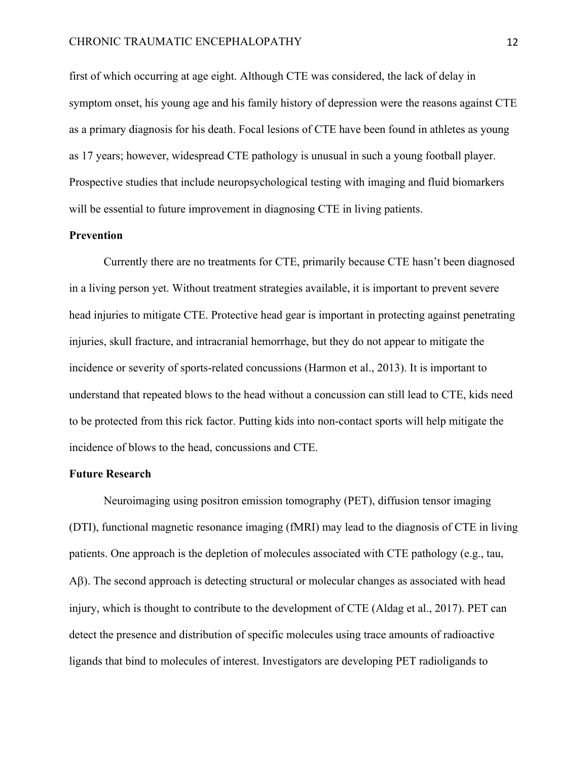first of which occurring at age eight. Although CTE was considered, the lack of delay in symptom onset, his young age and his family history of depression were the reasons against CTE as a primary diagnosis for his death. Focal lesions of CTE have been found in athletes as young as 17 years; however, widespread CTE pathology is unusual in such a young football player. Prospective studies that include neuropsychological testing with imaging and fluid biomarkers will be essential to future improvement in diagnosing CTE in living patients.

**Prevention**

Currently there are no treatments for CTE, primarily because CTE hasn't been diagnosed in a living person yet. Without treatment strategies available, it is important to prevent severe head injuries to mitigate CTE. Protective head gear is important in protecting against penetrating injuries, skull fracture, and intracranial hemorrhage, but they do not appear to mitigate the incidence or severity of sports-related concussions (Harmon et al., 2013). It is important to understand that repeated blows to the head without a concussion can still lead to CTE, kids need to be protected from this rick factor. Putting kids into non-contact sports will help mitigate the incidence of blows to the head, concussions and CTE.

**Future Research**

Neuroimaging using positron emission tomography (PET), diffusion tensor imaging (DTI), functional magnetic resonance imaging (fMRI) may lead to the diagnosis of CTE in living patients. One approach is the depletion of molecules associated with CTE pathology (e.g., tau, Aβ). The second approach is detecting structural or molecular changes as associated with head injury, which is thought to contribute to the development of CTE (Aldag et al., 2017). PET can detect the presence and distribution of specific molecules using trace amounts of radioactive ligands that bind to molecules of interest. Investigators are developing PET radioligands to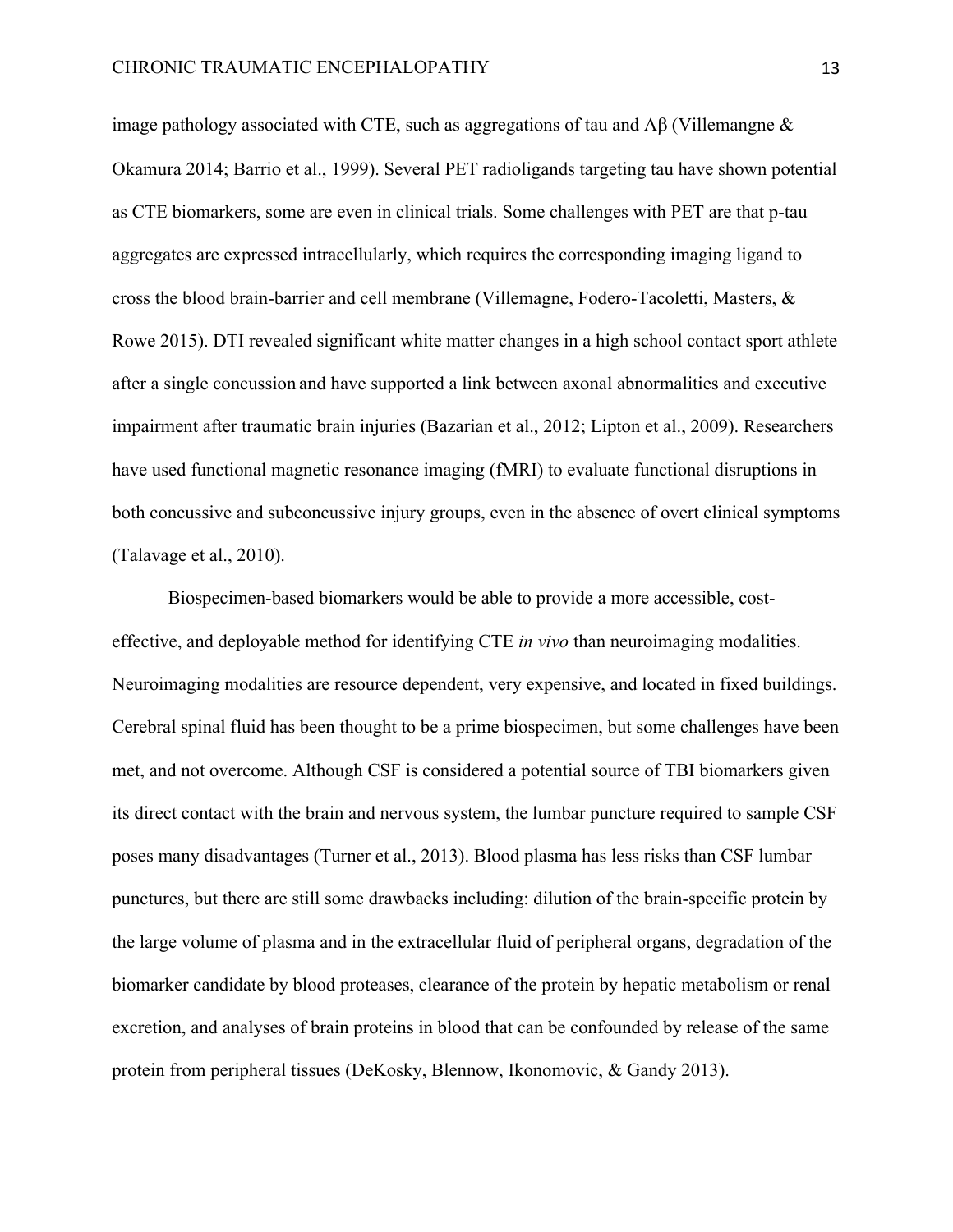image pathology associated with CTE, such as aggregations of tau and Aβ (Villemangne & Okamura 2014; Barrio et al., 1999). Several PET radioligands targeting tau have shown potential as CTE biomarkers, some are even in clinical trials. Some challenges with PET are that p-tau aggregates are expressed intracellularly, which requires the corresponding imaging ligand to cross the blood brain-barrier and cell membrane (Villemagne, Fodero-Tacoletti, Masters, & Rowe 2015). DTI revealed significant white matter changes in a high school contact sport athlete after a single concussion and have supported a link between axonal abnormalities and executive impairment after traumatic brain injuries (Bazarian et al., 2012; Lipton et al., 2009). Researchers have used functional magnetic resonance imaging (fMRI) to evaluate functional disruptions in both concussive and subconcussive injury groups, even in the absence of overt clinical symptoms (Talavage et al., 2010).

Biospecimen-based biomarkers would be able to provide a more accessible, cost-effective, and deployable method for identifying CTE *in vivo* than neuroimaging modalities. Neuroimaging modalities are resource dependent, very expensive, and located in fixed buildings. Cerebral spinal fluid has been thought to be a prime biospecimen, but some challenges have been met, and not overcome. Although CSF is considered a potential source of TBI biomarkers given its direct contact with the brain and nervous system, the lumbar puncture required to sample CSF poses many disadvantages (Turner et al., 2013). Blood plasma has less risks than CSF lumbar punctures, but there are still some drawbacks including: dilution of the brain-specific protein by the large volume of plasma and in the extracellular fluid of peripheral organs, degradation of the biomarker candidate by blood proteases, clearance of the protein by hepatic metabolism or renal excretion, and analyses of brain proteins in blood that can be confounded by release of the same protein from peripheral tissues (DeKosky, Blennow, Ikonomovic, & Gandy 2013).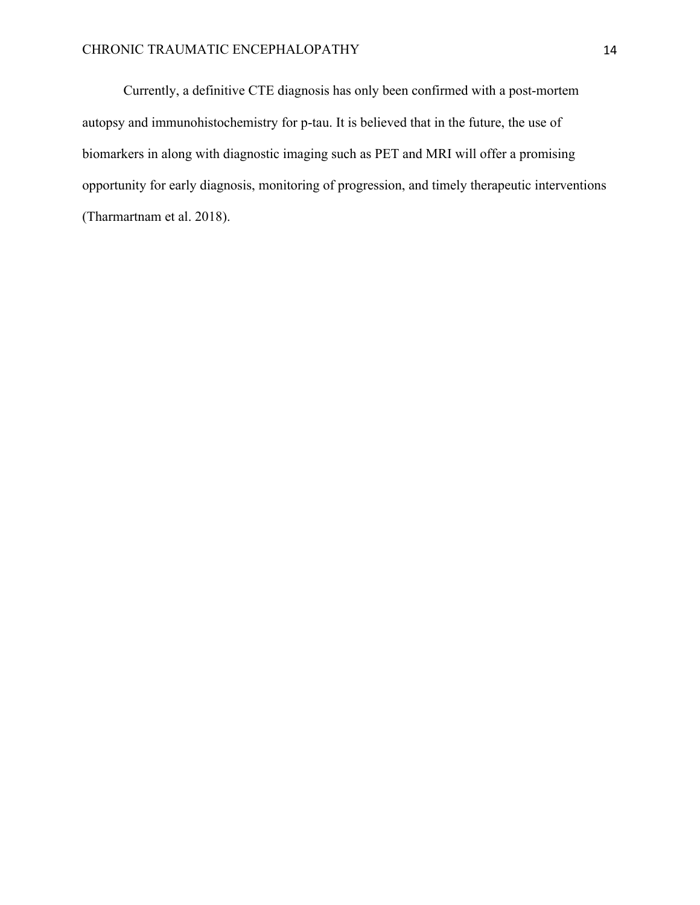Currently, a definitive CTE diagnosis has only been confirmed with a post-mortem autopsy and immunohistochemistry for p-tau. It is believed that in the future, the use of biomarkers in along with diagnostic imaging such as PET and MRI will offer a promising opportunity for early diagnosis, monitoring of progression, and timely therapeutic interventions (Tharmartnam et al. 2018).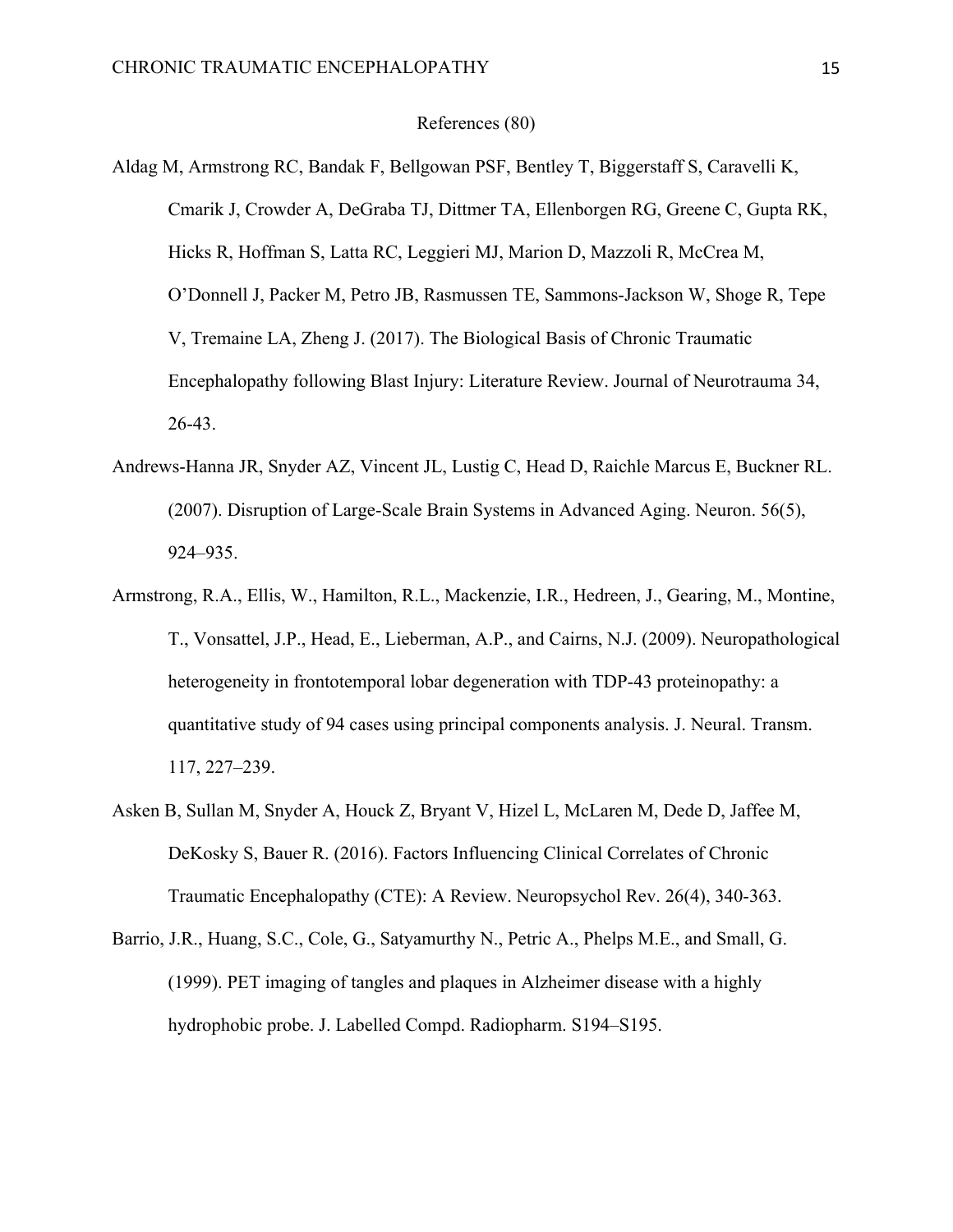References (80)

Aldag M, Armstrong RC, Bandak F, Bellgowan PSF, Bentley T, Biggerstaff S, Caravelli K, Cmarik J, Crowder A, DeGraba TJ, Dittmer TA, Ellenborgen RG, Greene C, Gupta RK, Hicks R, Hoffman S, Latta RC, Leggieri MJ, Marion D, Mazzoli R, McCrea M, O'Donnell J, Packer M, Petro JB, Rasmussen TE, Sammons-Jackson W, Shoge R, Tepe V, Tremaine LA, Zheng J. (2017). The Biological Basis of Chronic Traumatic Encephalopathy following Blast Injury: Literature Review. Journal of Neurotrauma 34, 26-43.

Andrews-Hanna JR, Snyder AZ, Vincent JL, Lustig C, Head D, Raichle Marcus E, Buckner RL. (2007). Disruption of Large-Scale Brain Systems in Advanced Aging. Neuron. 56(5), 924–935.

Armstrong, R.A., Ellis, W., Hamilton, R.L., Mackenzie, I.R., Hedreen, J., Gearing, M., Montine, T., Vonsattel, J.P., Head, E., Lieberman, A.P., and Cairns, N.J. (2009). Neuropathological heterogeneity in frontotemporal lobar degeneration with TDP-43 proteinopathy: a quantitative study of 94 cases using principal components analysis. J. Neural. Transm. 117, 227–239.

Asken B, Sullan M, Snyder A, Houck Z, Bryant V, Hizel L, McLaren M, Dede D, Jaffee M, DeKosky S, Bauer R. (2016). Factors Influencing Clinical Correlates of Chronic Traumatic Encephalopathy (CTE): A Review. Neuropsychol Rev. 26(4), 340-363.

Barrio, J.R., Huang, S.C., Cole, G., Satyamurthy N., Petric A., Phelps M.E., and Small, G. (1999). PET imaging of tangles and plaques in Alzheimer disease with a highly hydrophobic probe. J. Labelled Compd. Radiopharm. S194–S195.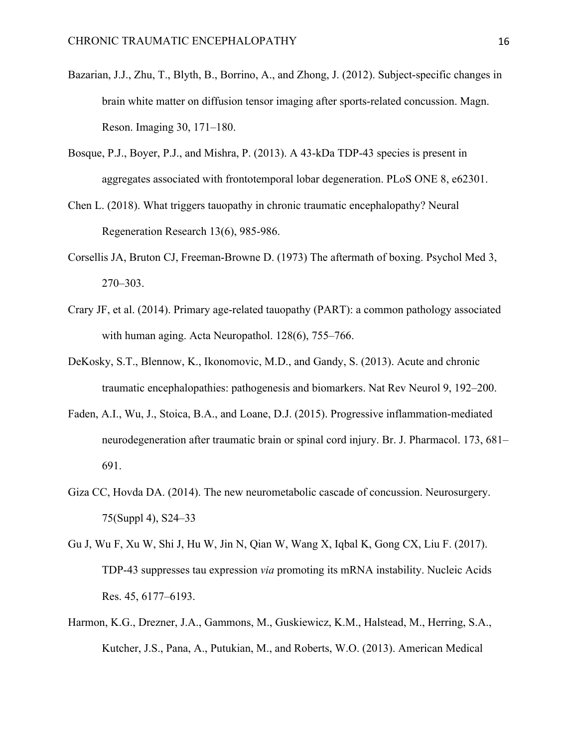Bazarian, J.J., Zhu, T., Blyth, B., Borrino, A., and Zhong, J. (2012). Subject-specific changes in brain white matter on diffusion tensor imaging after sports-related concussion. Magn. Reson. Imaging 30, 171–180.

Bosque, P.J., Boyer, P.J., and Mishra, P. (2013). A 43-kDa TDP-43 species is present in aggregates associated with frontotemporal lobar degeneration. PLoS ONE 8, e62301.

Chen L. (2018). What triggers tauopathy in chronic traumatic encephalopathy? Neural Regeneration Research 13(6), 985-986.

Corsellis JA, Bruton CJ, Freeman-Browne D. (1973) The aftermath of boxing. Psychol Med 3, 270–303.

Crary JF, et al. (2014). Primary age-related tauopathy (PART): a common pathology associated with human aging. Acta Neuropathol. 128(6), 755–766.

DeKosky, S.T., Blennow, K., Ikonomovic, M.D., and Gandy, S. (2013). Acute and chronic traumatic encephalopathies: pathogenesis and biomarkers. Nat Rev Neurol 9, 192–200.

Faden, A.I., Wu, J., Stoica, B.A., and Loane, D.J. (2015). Progressive inflammation-mediated neurodegeneration after traumatic brain or spinal cord injury. Br. J. Pharmacol. 173, 681–691.

Giza CC, Hovda DA. (2014). The new neurometabolic cascade of concussion. Neurosurgery. 75(Suppl 4), S24–33

Gu J, Wu F, Xu W, Shi J, Hu W, Jin N, Qian W, Wang X, Iqbal K, Gong CX, Liu F. (2017). TDP-43 suppresses tau expression *via* promoting its mRNA instability. Nucleic Acids Res. 45, 6177–6193.

Harmon, K.G., Drezner, J.A., Gammons, M., Guskiewicz, K.M., Halstead, M., Herring, S.A., Kutcher, J.S., Pana, A., Putukian, M., and Roberts, W.O. (2013). American Medical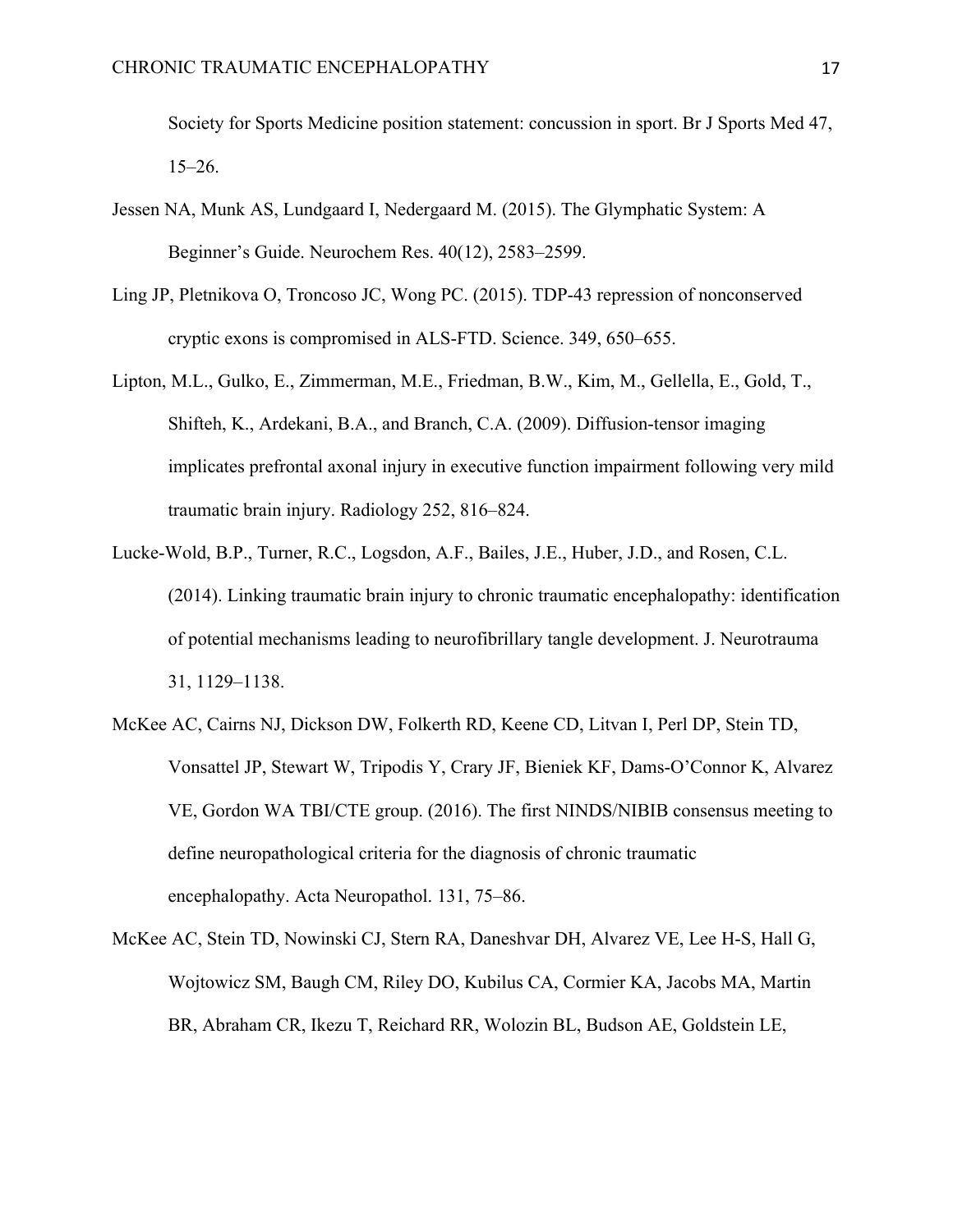Society for Sports Medicine position statement: concussion in sport. Br J Sports Med 47, 15–26.

Jessen NA, Munk AS, Lundgaard I, Nedergaard M. (2015). The Glymphatic System: A Beginner's Guide. Neurochem Res. 40(12), 2583–2599.

Ling JP, Pletnikova O, Troncoso JC, Wong PC. (2015). TDP-43 repression of nonconserved cryptic exons is compromised in ALS-FTD. Science. 349, 650–655.

Lipton, M.L., Gulko, E., Zimmerman, M.E., Friedman, B.W., Kim, M., Gellella, E., Gold, T., Shifteh, K., Ardekani, B.A., and Branch, C.A. (2009). Diffusion-tensor imaging implicates prefrontal axonal injury in executive function impairment following very mild traumatic brain injury. Radiology 252, 816–824.

Lucke-Wold, B.P., Turner, R.C., Logsdon, A.F., Bailes, J.E., Huber, J.D., and Rosen, C.L. (2014). Linking traumatic brain injury to chronic traumatic encephalopathy: identification of potential mechanisms leading to neurofibrillary tangle development. J. Neurotrauma 31, 1129–1138.

McKee AC, Cairns NJ, Dickson DW, Folkerth RD, Keene CD, Litvan I, Perl DP, Stein TD, Vonsattel JP, Stewart W, Tripodis Y, Crary JF, Bieniek KF, Dams-O'Connor K, Alvarez VE, Gordon WA TBI/CTE group. (2016). The first NINDS/NIBIB consensus meeting to define neuropathological criteria for the diagnosis of chronic traumatic encephalopathy. Acta Neuropathol. 131, 75–86.

McKee AC, Stein TD, Nowinski CJ, Stern RA, Daneshvar DH, Alvarez VE, Lee H-S, Hall G, Wojtowicz SM, Baugh CM, Riley DO, Kubilus CA, Cormier KA, Jacobs MA, Martin BR, Abraham CR, Ikezu T, Reichard RR, Wolozin BL, Budson AE, Goldstein LE,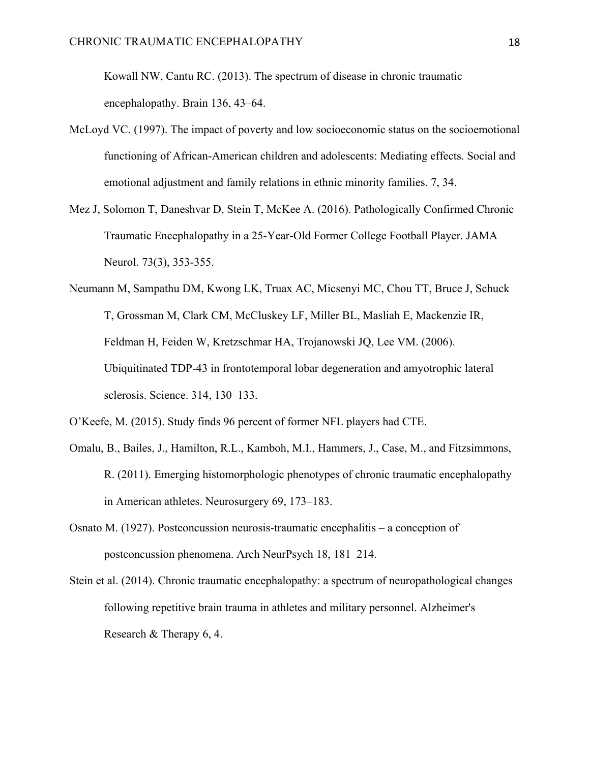Kowall NW, Cantu RC. (2013). The spectrum of disease in chronic traumatic encephalopathy. Brain 136, 43–64.

McLoyd VC. (1997). The impact of poverty and low socioeconomic status on the socioemotional functioning of African-American children and adolescents: Mediating effects. Social and emotional adjustment and family relations in ethnic minority families. 7, 34.

Mez J, Solomon T, Daneshvar D, Stein T, McKee A. (2016). Pathologically Confirmed Chronic Traumatic Encephalopathy in a 25-Year-Old Former College Football Player. JAMA Neurol. 73(3), 353-355.

Neumann M, Sampathu DM, Kwong LK, Truax AC, Micsenyi MC, Chou TT, Bruce J, Schuck T, Grossman M, Clark CM, McCluskey LF, Miller BL, Masliah E, Mackenzie IR, Feldman H, Feiden W, Kretzschmar HA, Trojanowski JQ, Lee VM. (2006). Ubiquitinated TDP-43 in frontotemporal lobar degeneration and amyotrophic lateral sclerosis. Science. 314, 130–133.

O'Keefe, M. (2015). Study finds 96 percent of former NFL players had CTE.

Omalu, B., Bailes, J., Hamilton, R.L., Kamboh, M.I., Hammers, J., Case, M., and Fitzsimmons, R. (2011). Emerging histomorphologic phenotypes of chronic traumatic encephalopathy in American athletes. Neurosurgery 69, 173–183.

Osnato M. (1927). Postconcussion neurosis-traumatic encephalitis – a conception of postconcussion phenomena. Arch NeurPsych 18, 181–214.

Stein et al. (2014). Chronic traumatic encephalopathy: a spectrum of neuropathological changes following repetitive brain trauma in athletes and military personnel. Alzheimer's Research & Therapy 6, 4.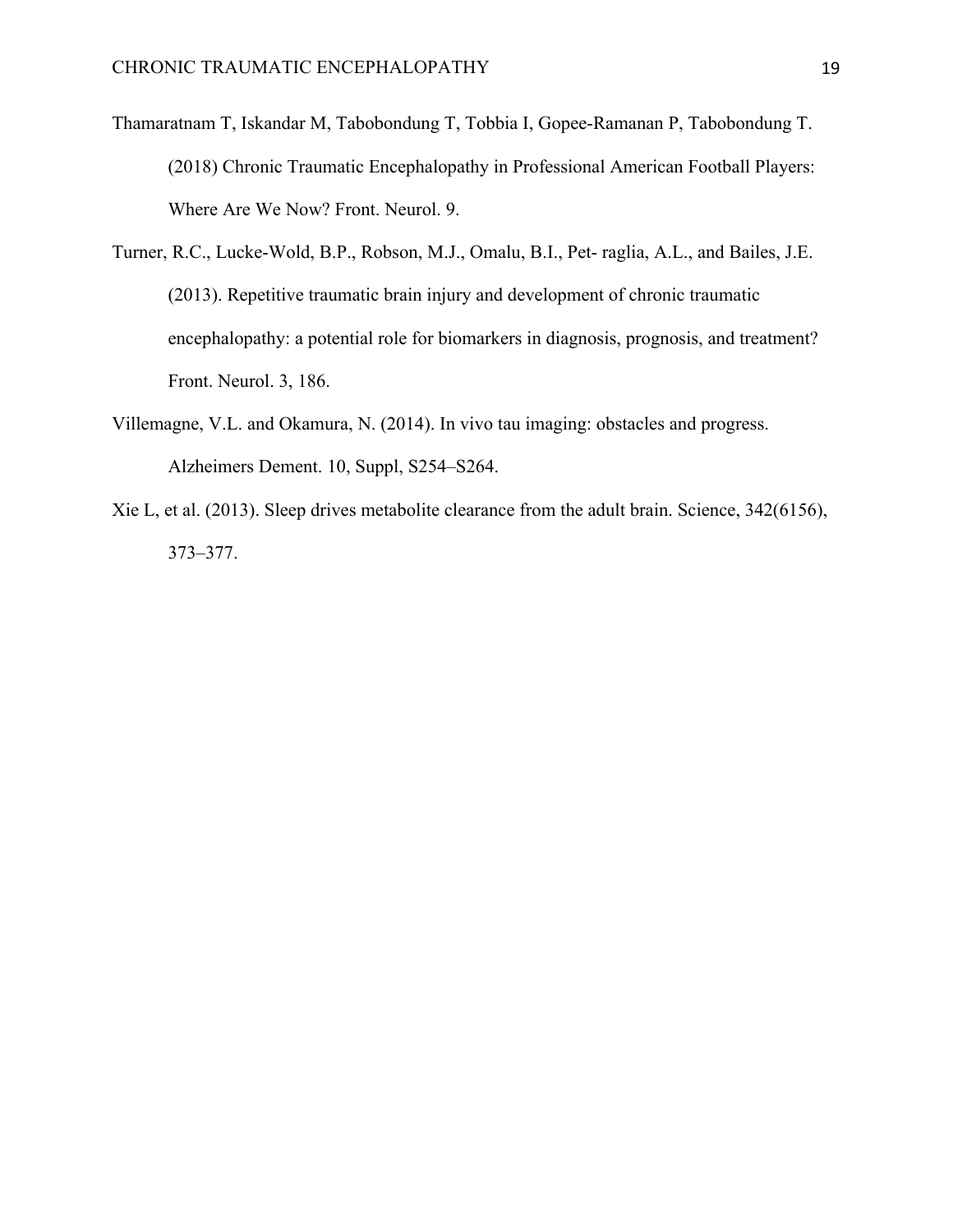Thamaratnam T, Iskandar M, Tabobondung T, Tobbia I, Gopee-Ramanan P, Tabobondung T. (2018) Chronic Traumatic Encephalopathy in Professional American Football Players: Where Are We Now? Front. Neurol. 9.

Turner, R.C., Lucke-Wold, B.P., Robson, M.J., Omalu, B.I., Pet- raglia, A.L., and Bailes, J.E. (2013). Repetitive traumatic brain injury and development of chronic traumatic encephalopathy: a potential role for biomarkers in diagnosis, prognosis, and treatment? Front. Neurol. 3, 186.

Villemagne, V.L. and Okamura, N. (2014). In vivo tau imaging: obstacles and progress. Alzheimers Dement. 10, Suppl, S254–S264.

Xie L, et al. (2013). Sleep drives metabolite clearance from the adult brain. Science, 342(6156), 373–377.